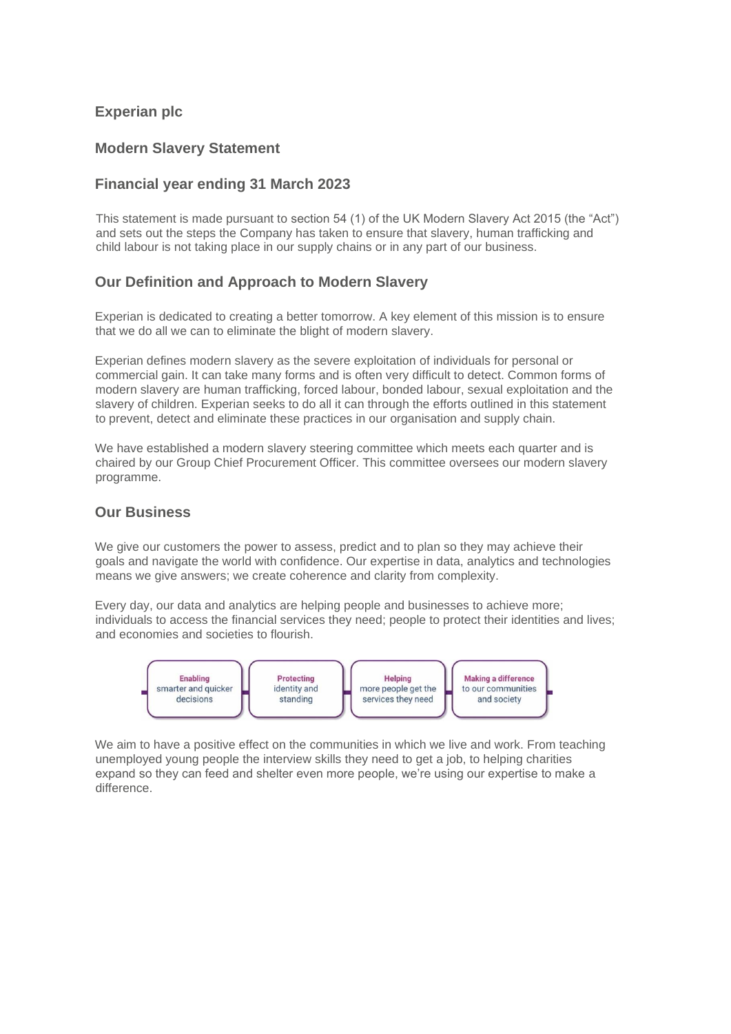# Experian plc

## Modern Slavery Statement

## Financial year ending 31 March 2023

This statement is made pursuant to section 54 (1) of the UK Modern Slavery Act 2015 (the "Act") and sets out the steps the Company has taken to ensure that slavery, human trafficking and child labour is not taking place in our supply chains or in any part of our business.

## Our Definition and Approach to Modern Slavery

Experian is dedicated to creating a better tomorrow. A key element of this mission is to ensure that we do all we can to eliminate the blight of modern slavery.

Experian defines modern slavery as the severe exploitation of individuals for personal or commercial gain. It can take many forms and is often very difficult to detect. Common forms of modern slavery are human trafficking, forced labour, bonded labour, sexual exploitation and the slavery of children. Experian seeks to do all it can through the efforts outlined in this statement to prevent, detect and eliminate these practices in our organisation and supply chain.

We have established a modern slavery steering committee which meets each quarter and is chaired by our Group Chief Procurement Officer. This committee oversees our modern slavery programme.

## Our Business

We give our customers the power to assess, predict and to plan so they may achieve their goals and navigate the world with confidence. Our expertise in data, analytics and technologies means we give answers; we create coherence and clarity from complexity.

Every day, our data and analytics are helping people and businesses to achieve more; individuals to access the financial services they need; people to protect their identities and lives; and economies and societies to flourish.

**Enabling** smarter and quicker decisions | **Protecting** identity and standing | **Helping** more people get the services they need | **Making a difference** to our communities and society

We aim to have a positive effect on the communities in which we live and work. From teaching unemployed young people the interview skills they need to get a job, to helping charities expand so they can feed and shelter even more people, we're using our expertise to make a difference.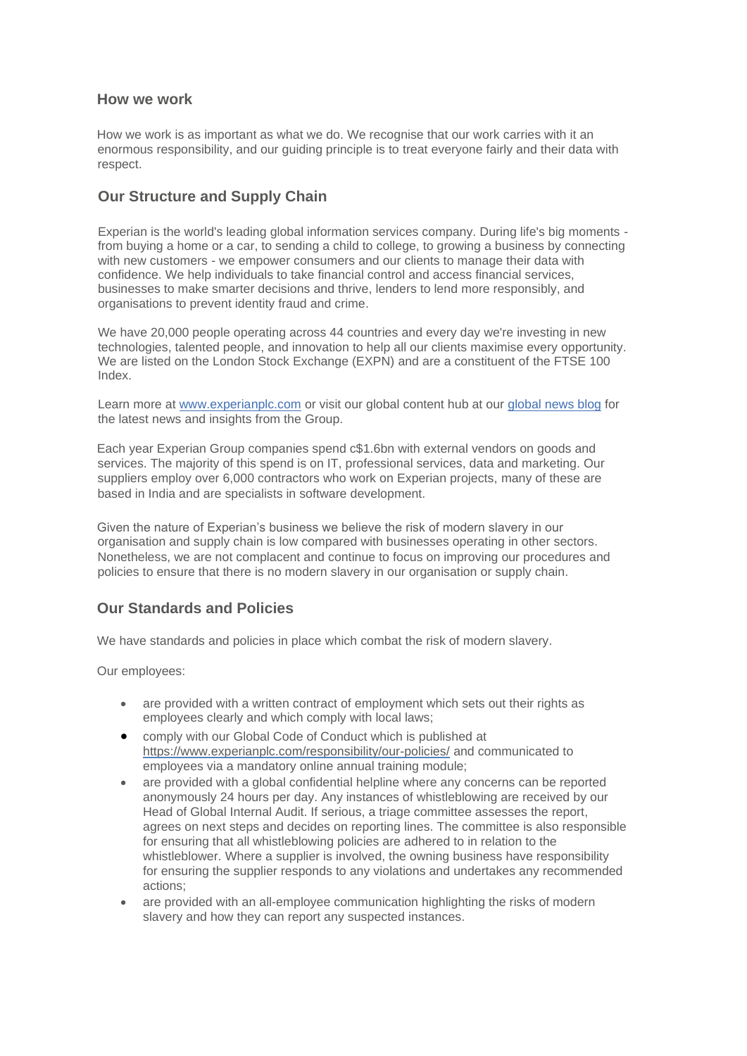## How we work

How we work is as important as what we do. We recognise that our work carries with it an enormous responsibility, and our guiding principle is to treat everyone fairly and their data with respect.

## Our Structure and Supply Chain

Experian is the world's leading global information services company. During life's big moments - from buying a home or a car, to sending a child to college, to growing a business by connecting with new customers - we empower consumers and our clients to manage their data with confidence. We help individuals to take financial control and access financial services, businesses to make smarter decisions and thrive, lenders to lend more responsibly, and organisations to prevent identity fraud and crime.

We have 20,000 people operating across 44 countries and every day we're investing in new technologies, talented people, and innovation to help all our clients maximise every opportunity. We are listed on the London Stock Exchange (EXPN) and are a constituent of the FTSE 100 Index.

Learn more at [www.experianplc.com](http://www.experianplc.com) or visit our global content hub at our global news blog for the latest news and insights from the Group.

Each year Experian Group companies spend c$1.6bn with external vendors on goods and services. The majority of this spend is on IT, professional services, data and marketing. Our suppliers employ over 6,000 contractors who work on Experian projects, many of these are based in India and are specialists in software development.

Given the nature of Experian's business we believe the risk of modern slavery in our organisation and supply chain is low compared with businesses operating in other sectors. Nonetheless, we are not complacent and continue to focus on improving our procedures and policies to ensure that there is no modern slavery in our organisation or supply chain.

## Our Standards and Policies

We have standards and policies in place which combat the risk of modern slavery.

Our employees:

- are provided with a written contract of employment which sets out their rights as employees clearly and which comply with local laws;
- comply with our Global Code of Conduct which is published at https://www.experianplc.com/responsibility/our-policies/ and communicated to employees via a mandatory online annual training module;
- are provided with a global confidential helpline where any concerns can be reported anonymously 24 hours per day. Any instances of whistleblowing are received by our Head of Global Internal Audit. If serious, a triage committee assesses the report, agrees on next steps and decides on reporting lines. The committee is also responsible for ensuring that all whistleblowing policies are adhered to in relation to the whistleblower. Where a supplier is involved, the owning business have responsibility for ensuring the supplier responds to any violations and undertakes any recommended actions;
- are provided with an all-employee communication highlighting the risks of modern slavery and how they can report any suspected instances.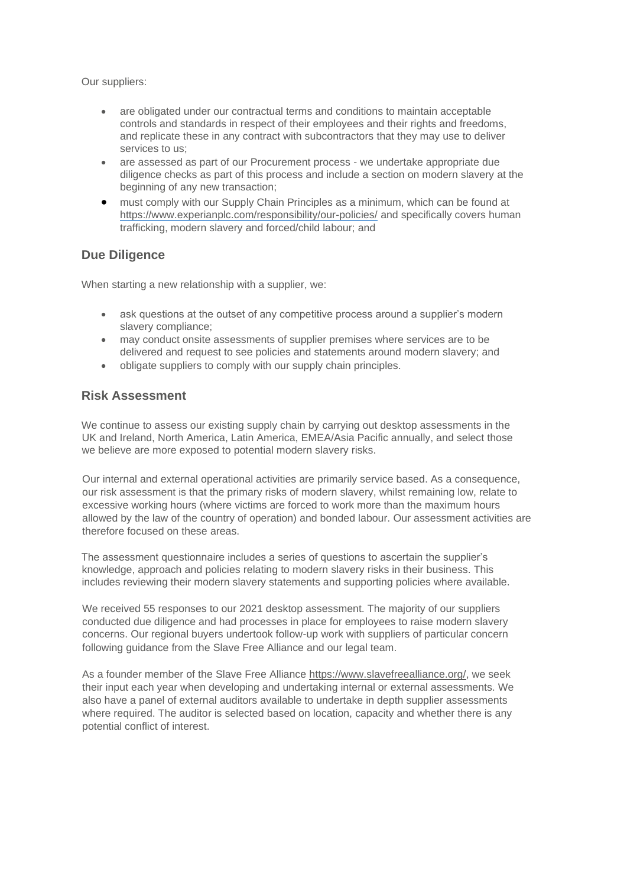Our suppliers:

- are obligated under our contractual terms and conditions to maintain acceptable controls and standards in respect of their employees and their rights and freedoms, and replicate these in any contract with subcontractors that they may use to deliver services to us;
- are assessed as part of our Procurement process - we undertake appropriate due diligence checks as part of this process and include a section on modern slavery at the beginning of any new transaction;
- must comply with our Supply Chain Principles as a minimum, which can be found at https://www.experianplc.com/responsibility/our-policies/ and specifically covers human trafficking, modern slavery and forced/child labour; and

## Due Diligence

When starting a new relationship with a supplier, we:

- ask questions at the outset of any competitive process around a supplier's modern slavery compliance;
- may conduct onsite assessments of supplier premises where services are to be delivered and request to see policies and statements around modern slavery; and
- obligate suppliers to comply with our supply chain principles.

## Risk Assessment

We continue to assess our existing supply chain by carrying out desktop assessments in the UK and Ireland, North America, Latin America, EMEA/Asia Pacific annually, and select those we believe are more exposed to potential modern slavery risks.

Our internal and external operational activities are primarily service based. As a consequence, our risk assessment is that the primary risks of modern slavery, whilst remaining low, relate to excessive working hours (where victims are forced to work more than the maximum hours allowed by the law of the country of operation) and bonded labour. Our assessment activities are therefore focused on these areas.

The assessment questionnaire includes a series of questions to ascertain the supplier's knowledge, approach and policies relating to modern slavery risks in their business. This includes reviewing their modern slavery statements and supporting policies where available.

We received 55 responses to our 2021 desktop assessment. The majority of our suppliers conducted due diligence and had processes in place for employees to raise modern slavery concerns. Our regional buyers undertook follow-up work with suppliers of particular concern following guidance from the Slave Free Alliance and our legal team.

As a founder member of the Slave Free Alliance https://www.slavefreealliance.org/, we seek their input each year when developing and undertaking internal or external assessments. We also have a panel of external auditors available to undertake in depth supplier assessments where required. The auditor is selected based on location, capacity and whether there is any potential conflict of interest.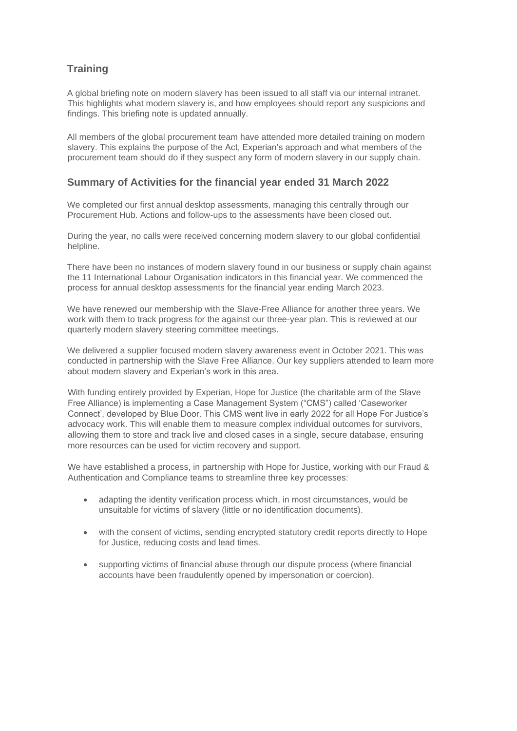## Training

A global briefing note on modern slavery has been issued to all staff via our internal intranet. This highlights what modern slavery is, and how employees should report any suspicions and findings. This briefing note is updated annually.

All members of the global procurement team have attended more detailed training on modern slavery. This explains the purpose of the Act, Experian's approach and what members of the procurement team should do if they suspect any form of modern slavery in our supply chain.

## Summary of Activities for the financial year ended 31 March 2022

We completed our first annual desktop assessments, managing this centrally through our Procurement Hub. Actions and follow-ups to the assessments have been closed out.

During the year, no calls were received concerning modern slavery to our global confidential helpline.

There have been no instances of modern slavery found in our business or supply chain against the 11 International Labour Organisation indicators in this financial year. We commenced the process for annual desktop assessments for the financial year ending March 2023.

We have renewed our membership with the Slave-Free Alliance for another three years. We work with them to track progress for the against our three-year plan. This is reviewed at our quarterly modern slavery steering committee meetings.

We delivered a supplier focused modern slavery awareness event in October 2021. This was conducted in partnership with the Slave Free Alliance. Our key suppliers attended to learn more about modern slavery and Experian's work in this area.

With funding entirely provided by Experian, Hope for Justice (the charitable arm of the Slave Free Alliance) is implementing a Case Management System ("CMS") called 'Caseworker Connect', developed by Blue Door. This CMS went live in early 2022 for all Hope For Justice's advocacy work. This will enable them to measure complex individual outcomes for survivors, allowing them to store and track live and closed cases in a single, secure database, ensuring more resources can be used for victim recovery and support.

We have established a process, in partnership with Hope for Justice, working with our Fraud & Authentication and Compliance teams to streamline three key processes:

- adapting the identity verification process which, in most circumstances, would be unsuitable for victims of slavery (little or no identification documents).
- with the consent of victims, sending encrypted statutory credit reports directly to Hope for Justice, reducing costs and lead times.
- supporting victims of financial abuse through our dispute process (where financial accounts have been fraudulently opened by impersonation or coercion).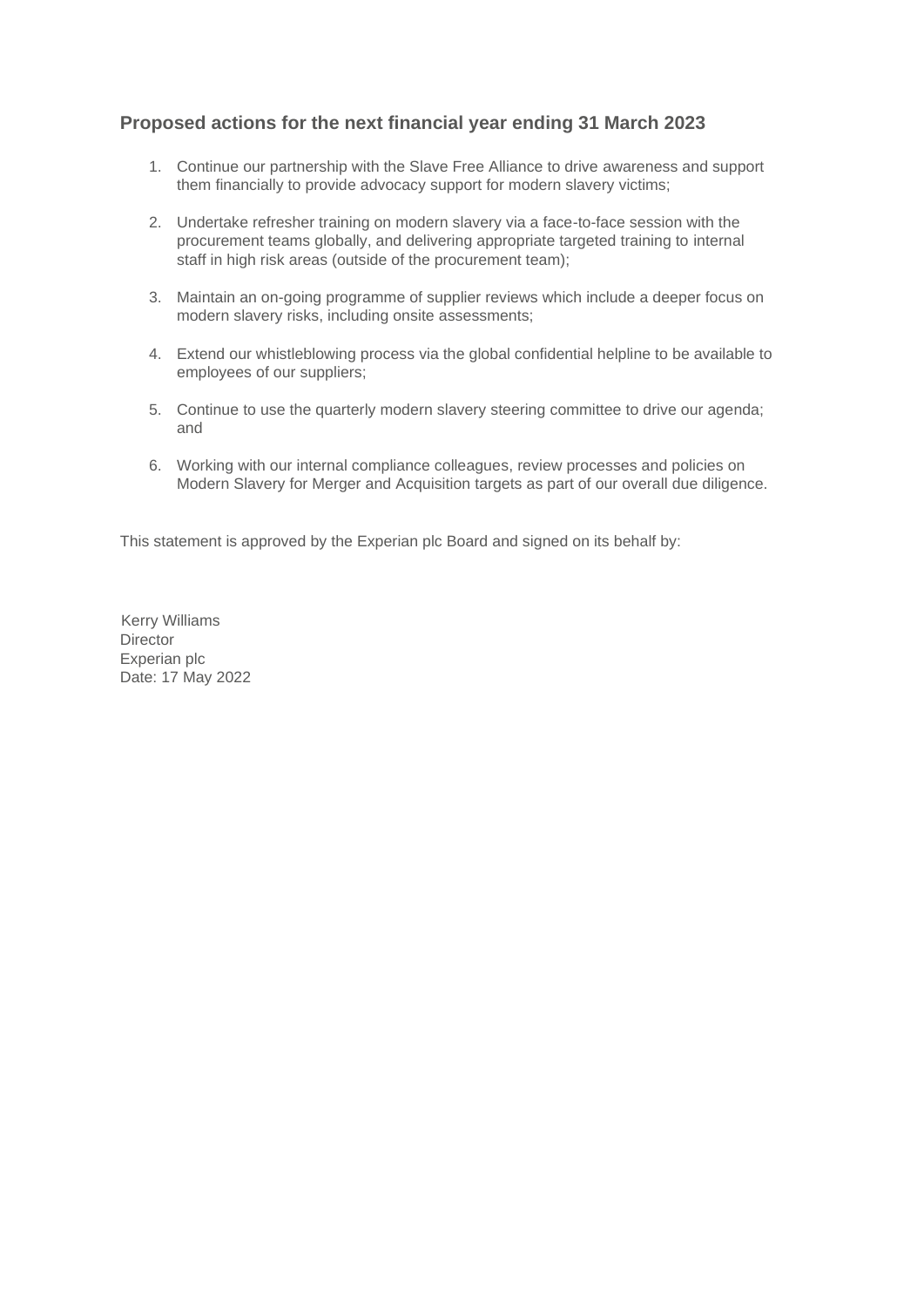## Proposed actions for the next financial year ending 31 March 2023

1. Continue our partnership with the Slave Free Alliance to drive awareness and support them financially to provide advocacy support for modern slavery victims;

2. Undertake refresher training on modern slavery via a face-to-face session with the procurement teams globally, and delivering appropriate targeted training to internal staff in high risk areas (outside of the procurement team);

3. Maintain an on-going programme of supplier reviews which include a deeper focus on modern slavery risks, including onsite assessments;

4. Extend our whistleblowing process via the global confidential helpline to be available to employees of our suppliers;

5. Continue to use the quarterly modern slavery steering committee to drive our agenda; and

6. Working with our internal compliance colleagues, review processes and policies on Modern Slavery for Merger and Acquisition targets as part of our overall due diligence.

This statement is approved by the Experian plc Board and signed on its behalf by:

Kerry Williams
Director
Experian plc
Date: 17 May 2022